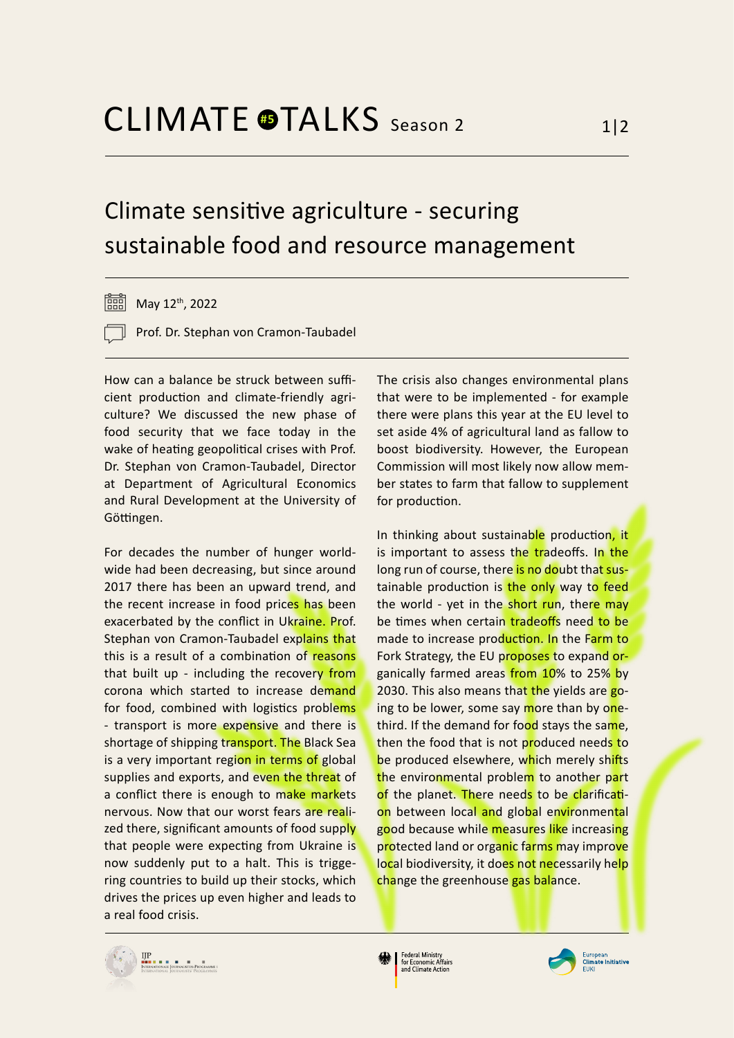# CLIMATE #5 TALKS Season 2

## Climate sensitive agriculture - securing sustainable food and resource management

May 12th, 2022

Prof. Dr. Stephan von Cramon-Taubadel

How can a balance be struck between sufficient production and climate-friendly agriculture? We discussed the new phase of food security that we face today in the wake of heating geopolitical crises with Prof. Dr. Stephan von Cramon-Taubadel, Director at Department of Agricultural Economics and Rural Development at the University of Göttingen.

For decades the number of hunger worldwide had been decreasing, but since around 2017 there has been an upward trend, and the recent increase in food prices has been exacerbated by the conflict in Ukraine. Prof. Stephan von Cramon-Taubadel explains that this is a result of a combination of reasons that built up - including the recovery from corona which started to increase demand for food, combined with logistics problems - transport is more expensive and there is shortage of shipping transport. The Black Sea is a very important region in terms of global supplies and exports, and even the threat of a conflict there is enough to make markets nervous. Now that our worst fears are realized there, significant amounts of food supply that people were expecting from Ukraine is now suddenly put to a halt. This is triggering countries to build up their stocks, which drives the prices up even higher and leads to a real food crisis.

The crisis also changes environmental plans that were to be implemented - for example there were plans this year at the EU level to set aside 4% of agricultural land as fallow to boost biodiversity. However, the European Commission will most likely now allow member states to farm that fallow to supplement for production.

In thinking about sustainable production, it is important to assess the tradeoffs. In the long run of course, there is no doubt that sustainable production is the only way to feed the world - yet in the short run, there may be times when certain tradeoffs need to be made to increase production. In the Farm to Fork Strategy, the EU proposes to expand organically farmed areas from 10% to 25% by 2030. This also means that the yields are going to be lower, some say more than by one-third. If the demand for food stays the same, then the food that is not produced needs to be produced elsewhere, which merely shifts the environmental problem to another part of the planet. There needs to be clarification between local and global environmental good because while measures like increasing protected land or organic farms may improve local biodiversity, it does not necessarily help change the greenhouse gas balance.

IJP Internationale Journalisten-Programme | International Journalists' Programmes

Federal Ministry for Economic Affairs and Climate Action

European Climate Initiative EUKI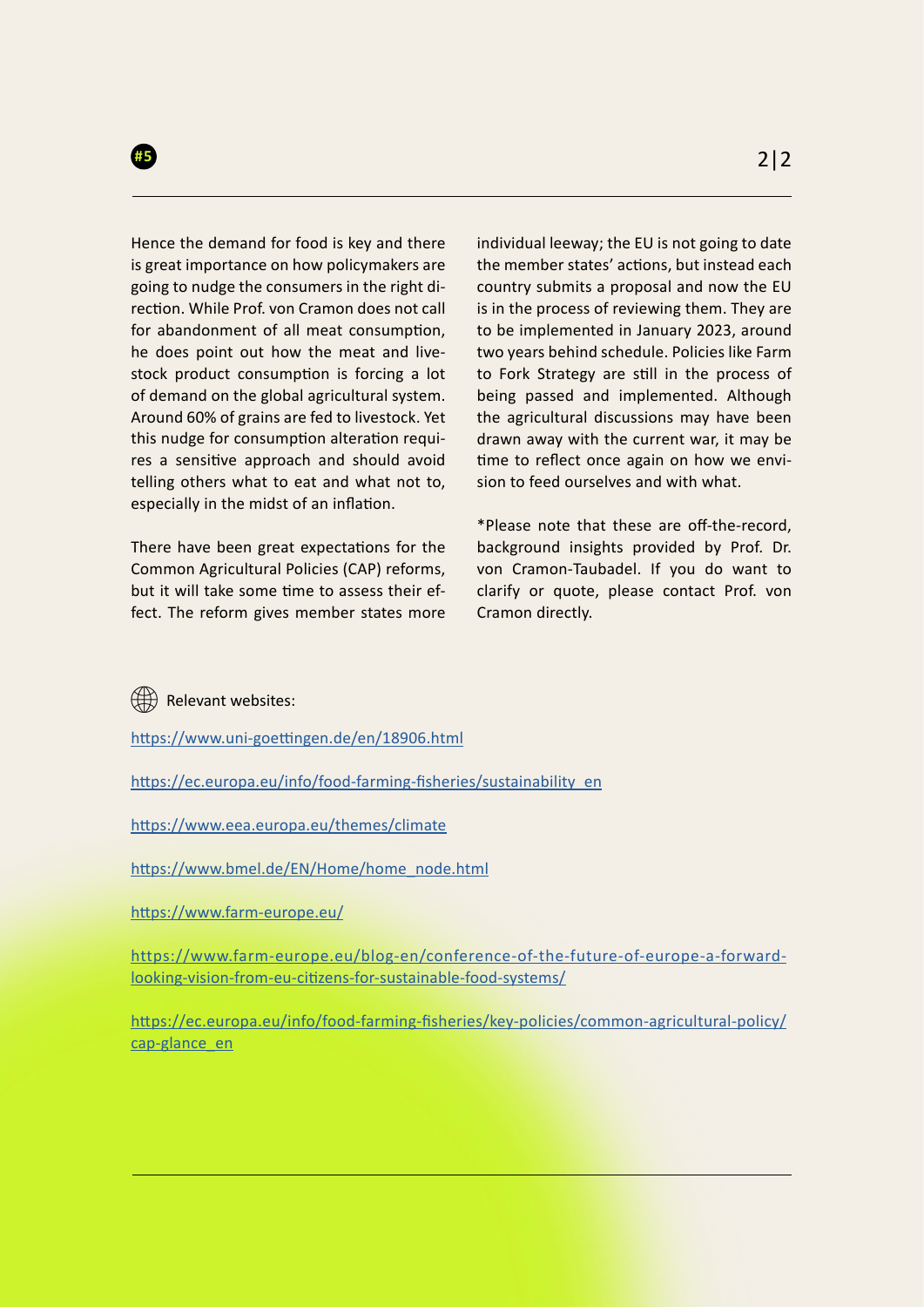Hence the demand for food is key and there is great importance on how policymakers are going to nudge the consumers in the right direction. While Prof. von Cramon does not call for abandonment of all meat consumption, he does point out how the meat and livestock product consumption is forcing a lot of demand on the global agricultural system. Around 60% of grains are fed to livestock. Yet this nudge for consumption alteration requires a sensitive approach and should avoid telling others what to eat and what not to, especially in the midst of an inflation.

There have been great expectations for the Common Agricultural Policies (CAP) reforms, but it will take some time to assess their effect. The reform gives member states more individual leeway; the EU is not going to date the member states' actions, but instead each country submits a proposal and now the EU is in the process of reviewing them. They are to be implemented in January 2023, around two years behind schedule. Policies like Farm to Fork Strategy are still in the process of being passed and implemented. Although the agricultural discussions may have been drawn away with the current war, it may be time to reflect once again on how we envision to feed ourselves and with what.

*Please note that these are off-the-record, background insights provided by Prof. Dr. von Cramon-Taubadel. If you do want to clarify or quote, please contact Prof. von Cramon directly.

Relevant websites:

https://www.uni-goettingen.de/en/18906.html

https://ec.europa.eu/info/food-farming-fisheries/sustainability_en

https://www.eea.europa.eu/themes/climate

https://www.bmel.de/EN/Home/home_node.html

https://www.farm-europe.eu/

https://www.farm-europe.eu/blog-en/conference-of-the-future-of-europe-a-forward-looking-vision-from-eu-citizens-for-sustainable-food-systems/

https://ec.europa.eu/info/food-farming-fisheries/key-policies/common-agricultural-policy/cap-glance_en